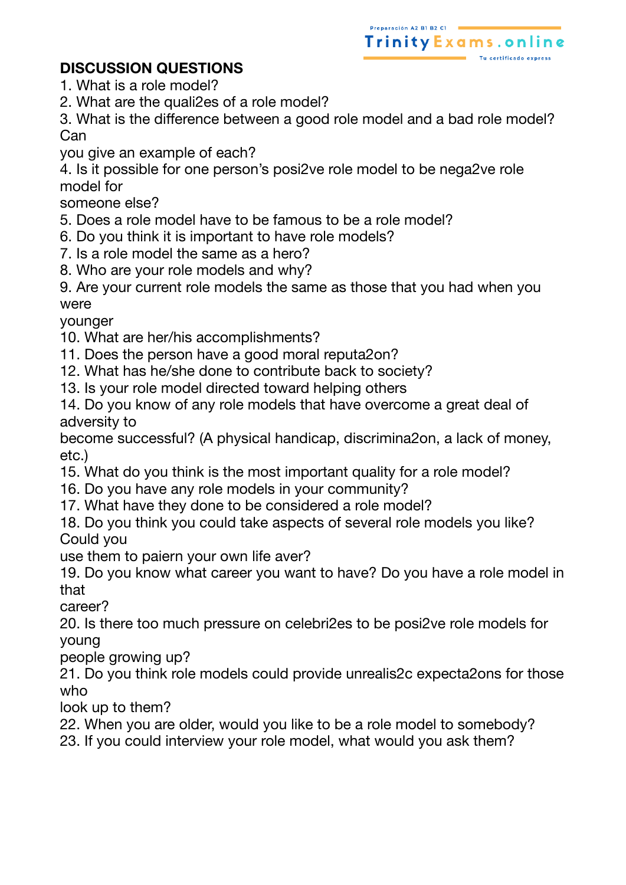## DISCUSSION QUESTIONS

1. What is a role model?
2. What are the quali2es of a role model?
3. What is the difference between a good role model and a bad role model? Can you give an example of each?
4. Is it possible for one person's posi2ve role model to be nega2ve role model for someone else?
5. Does a role model have to be famous to be a role model?
6. Do you think it is important to have role models?
7. Is a role model the same as a hero?
8. Who are your role models and why?
9. Are your current role models the same as those that you had when you were younger
10. What are her/his accomplishments?
11. Does the person have a good moral reputa2on?
12. What has he/she done to contribute back to society?
13. Is your role model directed toward helping others
14. Do you know of any role models that have overcome a great deal of adversity to become successful? (A physical handicap, discrimina2on, a lack of money, etc.)
15. What do you think is the most important quality for a role model?
16. Do you have any role models in your community?
17. What have they done to be considered a role model?
18. Do you think you could take aspects of several role models you like? Could you use them to paiern your own life aver?
19. Do you know what career you want to have? Do you have a role model in that career?
20. Is there too much pressure on celebri2es to be posi2ve role models for young people growing up?
21. Do you think role models could provide unrealis2c expecta2ons for those who look up to them?
22. When you are older, would you like to be a role model to somebody?
23. If you could interview your role model, what would you ask them?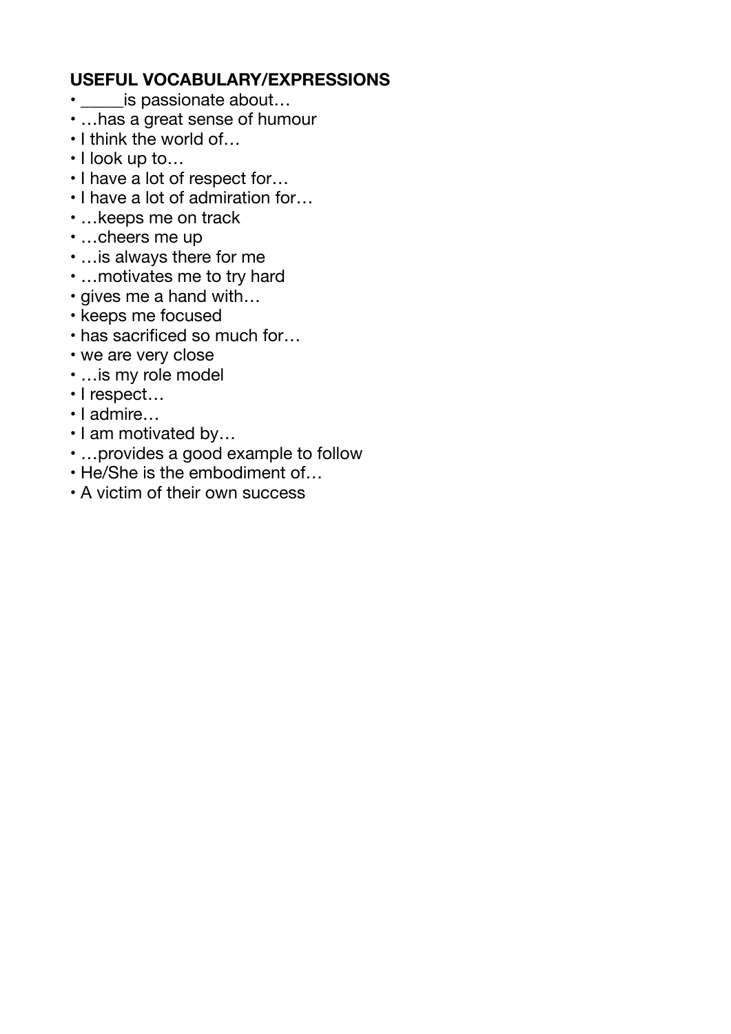**USEFUL VOCABULARY/EXPRESSIONS**

- _____is passionate about…
- …has a great sense of humour
- I think the world of…
- I look up to…
- I have a lot of respect for…
- I have a lot of admiration for…
- …keeps me on track
- …cheers me up
- …is always there for me
- …motivates me to try hard
- gives me a hand with…
- keeps me focused
- has sacrificed so much for…
- we are very close
- …is my role model
- I respect…
- I admire…
- I am motivated by…
- …provides a good example to follow
- He/She is the embodiment of…
- A victim of their own success